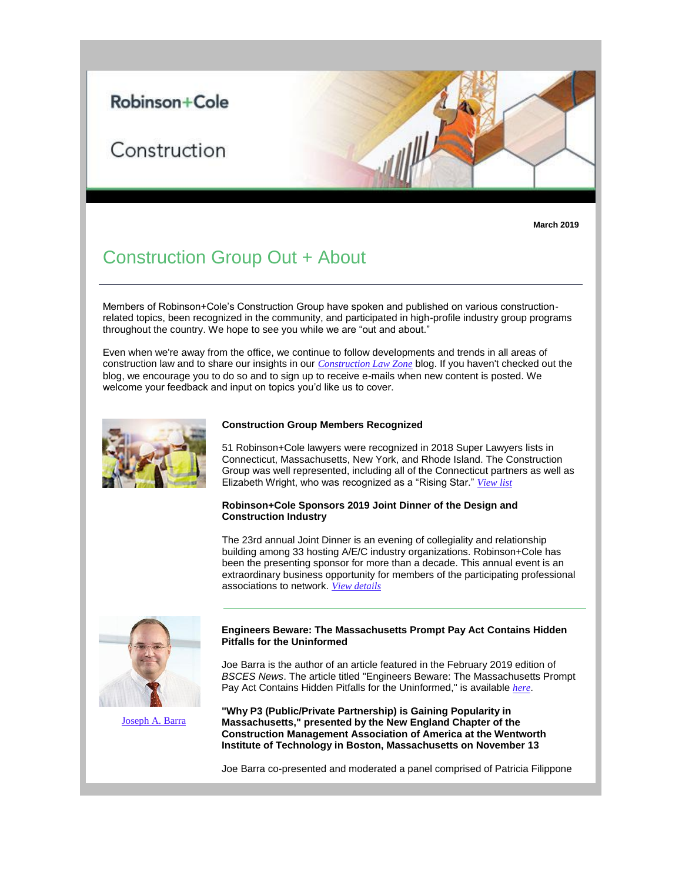Robinson+Cole

Construction

**March 2019**

# Construction Group Out + About

Members of Robinson+Cole's Construction Group have spoken and published on various construction-related topics, been recognized in the community, and participated in high-profile industry group programs throughout the country. We hope to see you while we are "out and about."

Even when we're away from the office, we continue to follow developments and trends in all areas of construction law and to share our insights in our *Construction Law Zone* blog. If you haven't checked out the blog, we encourage you to do so and to sign up to receive e-mails when new content is posted. We welcome your feedback and input on topics you'd like us to cover.

### Construction Group Members Recognized

51 Robinson+Cole lawyers were recognized in 2018 Super Lawyers lists in Connecticut, Massachusetts, New York, and Rhode Island. The Construction Group was well represented, including all of the Connecticut partners as well as Elizabeth Wright, who was recognized as a "Rising Star." *View list*

### Robinson+Cole Sponsors 2019 Joint Dinner of the Design and Construction Industry

The 23rd annual Joint Dinner is an evening of collegiality and relationship building among 33 hosting A/E/C industry organizations. Robinson+Cole has been the presenting sponsor for more than a decade. This annual event is an extraordinary business opportunity for members of the participating professional associations to network. *View details*

---

Joseph A. Barra

### Engineers Beware: The Massachusetts Prompt Pay Act Contains Hidden Pitfalls for the Uninformed

Joe Barra is the author of an article featured in the February 2019 edition of *BSCES News*. The article titled "Engineers Beware: The Massachusetts Prompt Pay Act Contains Hidden Pitfalls for the Uninformed," is available *here*.

### "Why P3 (Public/Private Partnership) is Gaining Popularity in Massachusetts," presented by the New England Chapter of the Construction Management Association of America at the Wentworth Institute of Technology in Boston, Massachusetts on November 13

Joe Barra co-presented and moderated a panel comprised of Patricia Filippone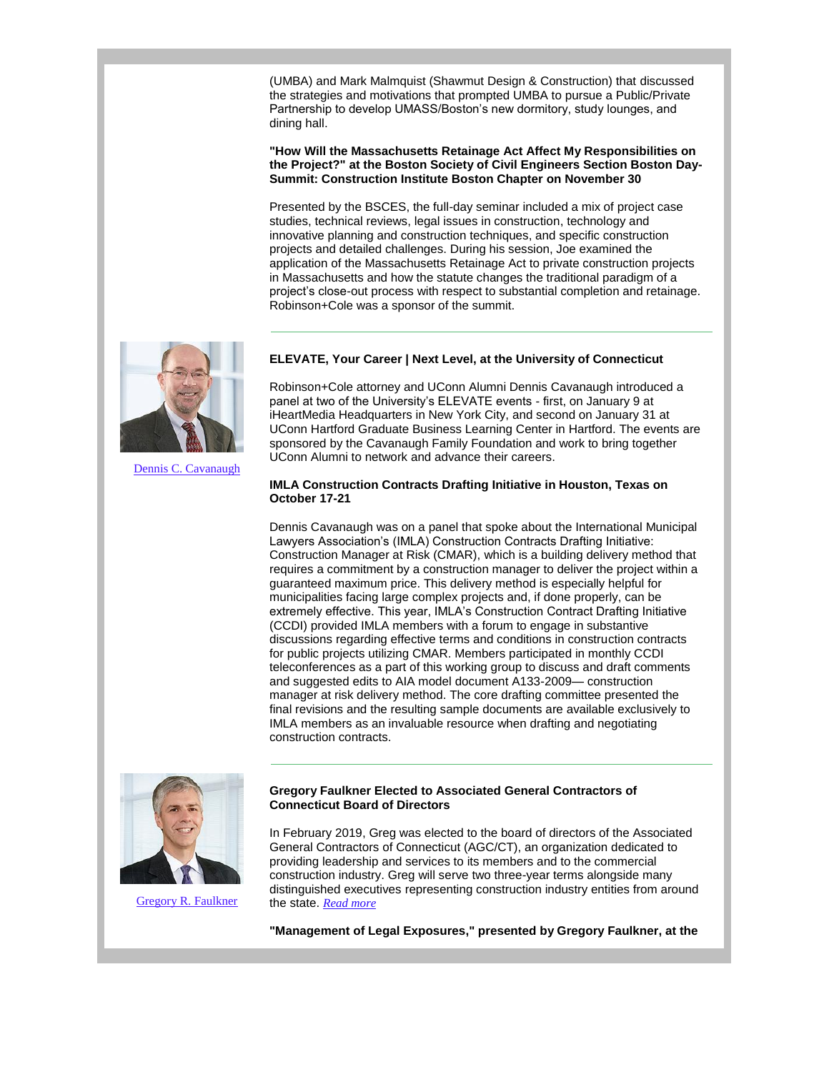(UMBA) and Mark Malmquist (Shawmut Design & Construction) that discussed the strategies and motivations that prompted UMBA to pursue a Public/Private Partnership to develop UMASS/Boston's new dormitory, study lounges, and dining hall.

**"How Will the Massachusetts Retainage Act Affect My Responsibilities on the Project?" at the Boston Society of Civil Engineers Section Boston Day-Summit: Construction Institute Boston Chapter on November 30**

Presented by the BSCES, the full-day seminar included a mix of project case studies, technical reviews, legal issues in construction, technology and innovative planning and construction techniques, and specific construction projects and detailed challenges. During his session, Joe examined the application of the Massachusetts Retainage Act to private construction projects in Massachusetts and how the statute changes the traditional paradigm of a project's close-out process with respect to substantial completion and retainage. Robinson+Cole was a sponsor of the summit.

---

Dennis C. Cavanaugh

**ELEVATE, Your Career | Next Level, at the University of Connecticut**

Robinson+Cole attorney and UConn Alumni Dennis Cavanaugh introduced a panel at two of the University's ELEVATE events - first, on January 9 at iHeartMedia Headquarters in New York City, and second on January 31 at UConn Hartford Graduate Business Learning Center in Hartford. The events are sponsored by the Cavanaugh Family Foundation and work to bring together UConn Alumni to network and advance their careers.

**IMLA Construction Contracts Drafting Initiative in Houston, Texas on October 17-21**

Dennis Cavanaugh was on a panel that spoke about the International Municipal Lawyers Association's (IMLA) Construction Contracts Drafting Initiative: Construction Manager at Risk (CMAR), which is a building delivery method that requires a commitment by a construction manager to deliver the project within a guaranteed maximum price. This delivery method is especially helpful for municipalities facing large complex projects and, if done properly, can be extremely effective. This year, IMLA's Construction Contract Drafting Initiative (CCDI) provided IMLA members with a forum to engage in substantive discussions regarding effective terms and conditions in construction contracts for public projects utilizing CMAR. Members participated in monthly CCDI teleconferences as a part of this working group to discuss and draft comments and suggested edits to AIA model document A133-2009— construction manager at risk delivery method. The core drafting committee presented the final revisions and the resulting sample documents are available exclusively to IMLA members as an invaluable resource when drafting and negotiating construction contracts.

---

Gregory R. Faulkner

**Gregory Faulkner Elected to Associated General Contractors of Connecticut Board of Directors**

In February 2019, Greg was elected to the board of directors of the Associated General Contractors of Connecticut (AGC/CT), an organization dedicated to providing leadership and services to its members and to the commercial construction industry. Greg will serve two three-year terms alongside many distinguished executives representing construction industry entities from around the state. *Read more*

**"Management of Legal Exposures," presented by Gregory Faulkner, at the**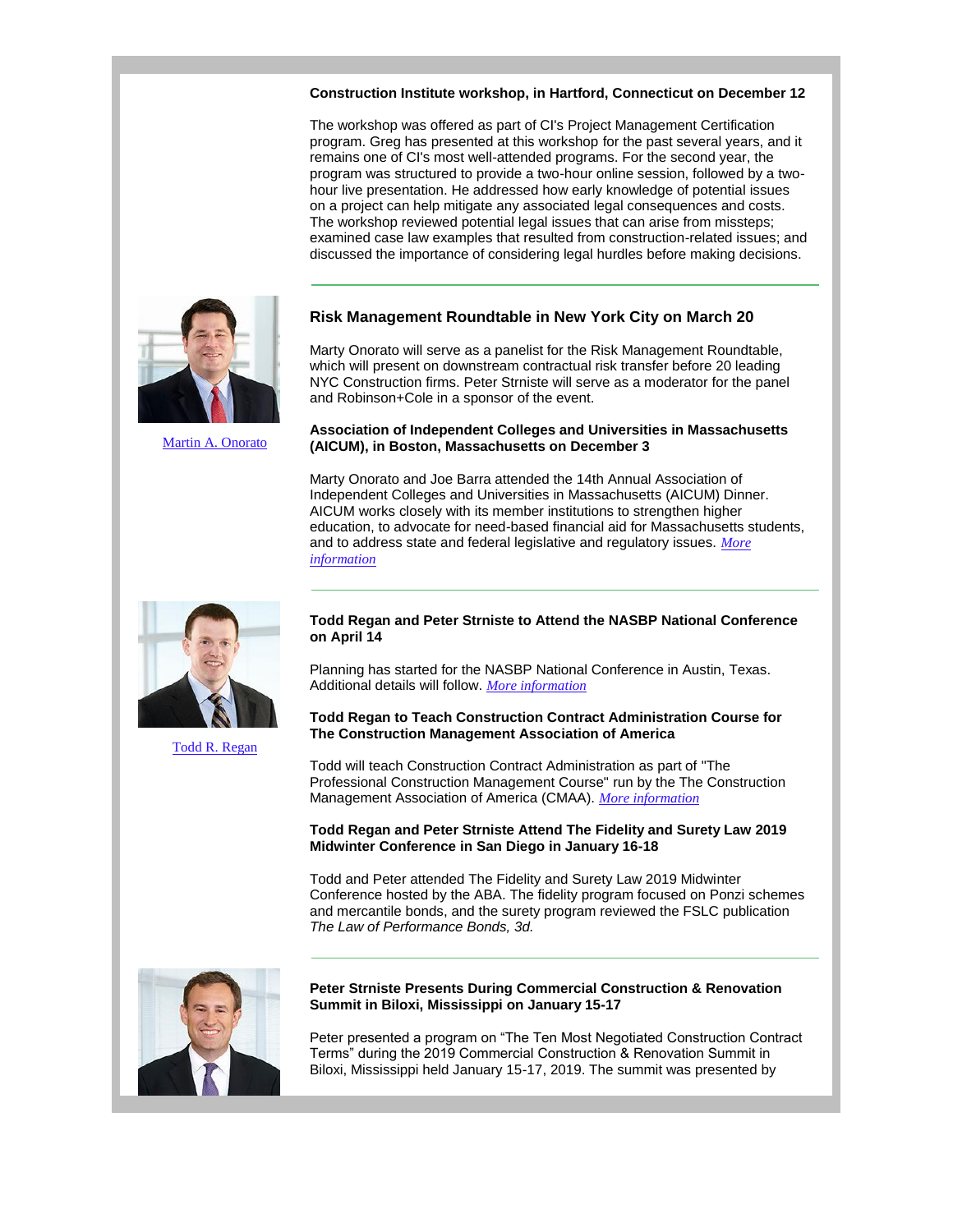**Construction Institute workshop, in Hartford, Connecticut on December 12**

The workshop was offered as part of CI's Project Management Certification program. Greg has presented at this workshop for the past several years, and it remains one of CI's most well-attended programs. For the second year, the program was structured to provide a two-hour online session, followed by a two-hour live presentation. He addressed how early knowledge of potential issues on a project can help mitigate any associated legal consequences and costs. The workshop reviewed potential legal issues that can arise from missteps; examined case law examples that resulted from construction-related issues; and discussed the importance of considering legal hurdles before making decisions.

---

[Martin A. Onorato](#)

## Risk Management Roundtable in New York City on March 20

Marty Onorato will serve as a panelist for the Risk Management Roundtable, which will present on downstream contractual risk transfer before 20 leading NYC Construction firms. Peter Strniste will serve as a moderator for the panel and Robinson+Cole in a sponsor of the event.

**Association of Independent Colleges and Universities in Massachusetts (AICUM), in Boston, Massachusetts on December 3**

Marty Onorato and Joe Barra attended the 14th Annual Association of Independent Colleges and Universities in Massachusetts (AICUM) Dinner. AICUM works closely with its member institutions to strengthen higher education, to advocate for need-based financial aid for Massachusetts students, and to address state and federal legislative and regulatory issues. *More information*

---

[Todd R. Regan](#)

**Todd Regan and Peter Strniste to Attend the NASBP National Conference on April 14**

Planning has started for the NASBP National Conference in Austin, Texas. Additional details will follow. *More information*

**Todd Regan to Teach Construction Contract Administration Course for The Construction Management Association of America**

Todd will teach Construction Contract Administration as part of "The Professional Construction Management Course" run by the The Construction Management Association of America (CMAA). *More information*

**Todd Regan and Peter Strniste Attend The Fidelity and Surety Law 2019 Midwinter Conference in San Diego in January 16-18**

Todd and Peter attended The Fidelity and Surety Law 2019 Midwinter Conference hosted by the ABA. The fidelity program focused on Ponzi schemes and mercantile bonds, and the surety program reviewed the FSLC publication *The Law of Performance Bonds, 3d.*

---

**Peter Strniste Presents During Commercial Construction & Renovation Summit in Biloxi, Mississippi on January 15-17**

Peter presented a program on "The Ten Most Negotiated Construction Contract Terms" during the 2019 Commercial Construction & Renovation Summit in Biloxi, Mississippi held January 15-17, 2019. The summit was presented by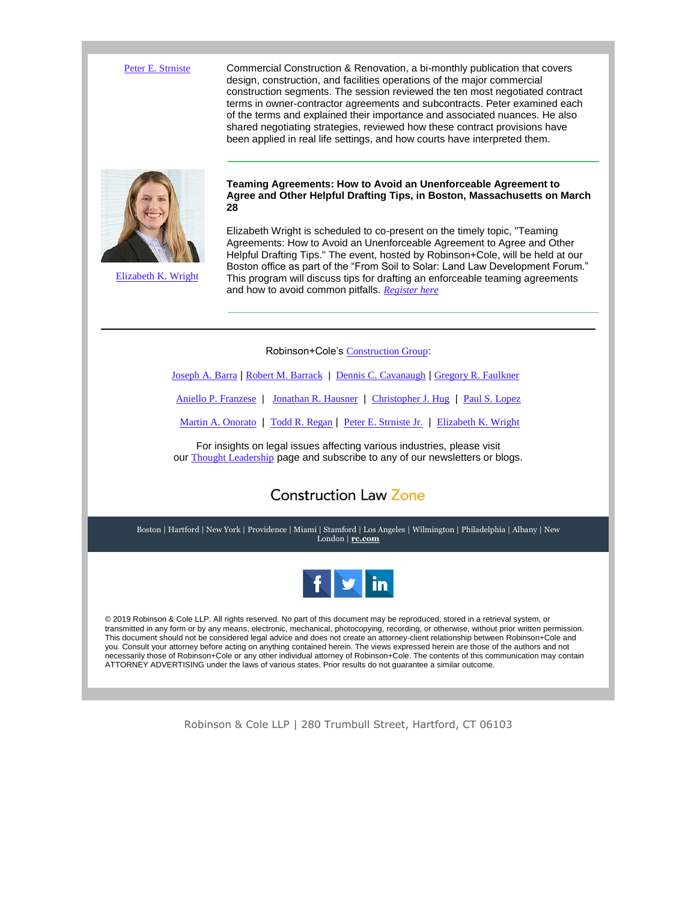Peter E. Strniste

Commercial Construction & Renovation, a bi-monthly publication that covers design, construction, and facilities operations of the major commercial construction segments. The session reviewed the ten most negotiated contract terms in owner-contractor agreements and subcontracts. Peter examined each of the terms and explained their importance and associated nuances. He also shared negotiating strategies, reviewed how these contract provisions have been applied in real life settings, and how courts have interpreted them.

---

Elizabeth K. Wright

**Teaming Agreements: How to Avoid an Unenforceable Agreement to Agree and Other Helpful Drafting Tips, in Boston, Massachusetts on March 28**

Elizabeth Wright is scheduled to co-present on the timely topic, "Teaming Agreements: How to Avoid an Unenforceable Agreement to Agree and Other Helpful Drafting Tips." The event, hosted by Robinson+Cole, will be held at our Boston office as part of the "From Soil to Solar: Land Law Development Forum." This program will discuss tips for drafting an enforceable teaming agreements and how to avoid common pitfalls. *Register here*

---

Robinson+Cole's Construction Group:

Joseph A. Barra | Robert M. Barrack | Dennis C. Cavanaugh | Gregory R. Faulkner

Aniello P. Franzese | Jonathan R. Hausner | Christopher J. Hug | Paul S. Lopez

Martin A. Onorato | Todd R. Regan | Peter E. Strniste Jr. | Elizabeth K. Wright

For insights on legal issues affecting various industries, please visit our Thought Leadership page and subscribe to any of our newsletters or blogs.

Construction Law Zone

Boston | Hartford | New York | Providence | Miami | Stamford | Los Angeles | Wilmington | Philadelphia | Albany | New London | **rc.com**

© 2019 Robinson & Cole LLP. All rights reserved. No part of this document may be reproduced, stored in a retrieval system, or transmitted in any form or by any means, electronic, mechanical, photocopying, recording, or otherwise, without prior written permission. This document should not be considered legal advice and does not create an attorney-client relationship between Robinson+Cole and you. Consult your attorney before acting on anything contained herein. The views expressed herein are those of the authors and not necessarily those of Robinson+Cole or any other individual attorney of Robinson+Cole. The contents of this communication may contain ATTORNEY ADVERTISING under the laws of various states. Prior results do not guarantee a similar outcome.

Robinson & Cole LLP | 280 Trumbull Street, Hartford, CT 06103